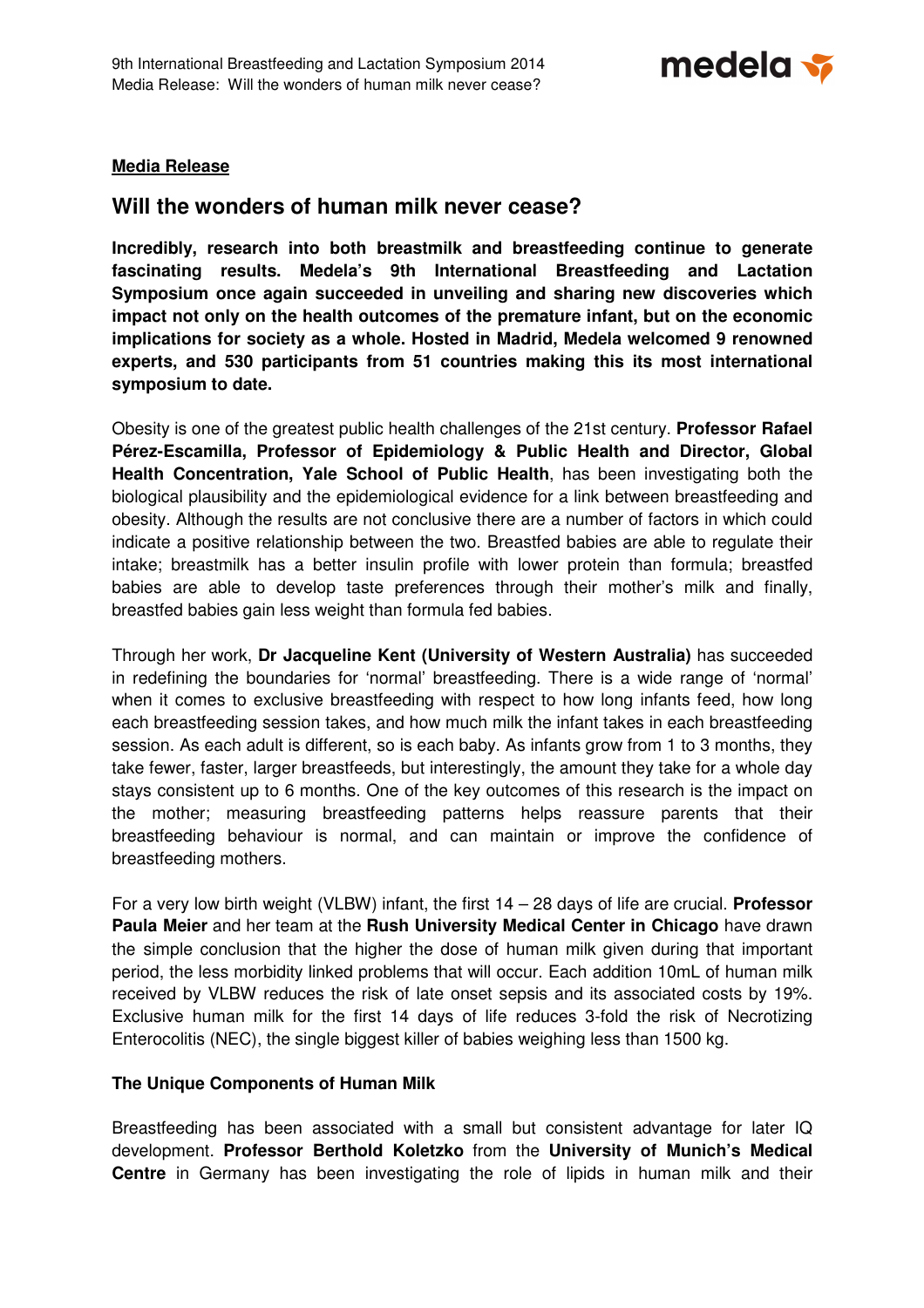**Media Release**

## Will the wonders of human milk never cease?

**Incredibly, research into both breastmilk and breastfeeding continue to generate fascinating results. Medela's 9th International Breastfeeding and Lactation Symposium once again succeeded in unveiling and sharing new discoveries which impact not only on the health outcomes of the premature infant, but on the economic implications for society as a whole. Hosted in Madrid, Medela welcomed 9 renowned experts, and 530 participants from 51 countries making this its most international symposium to date.**

Obesity is one of the greatest public health challenges of the 21st century. **Professor Rafael Pérez-Escamilla, Professor of Epidemiology & Public Health and Director, Global Health Concentration, Yale School of Public Health**, has been investigating both the biological plausibility and the epidemiological evidence for a link between breastfeeding and obesity. Although the results are not conclusive there are a number of factors in which could indicate a positive relationship between the two. Breastfed babies are able to regulate their intake; breastmilk has a better insulin profile with lower protein than formula; breastfed babies are able to develop taste preferences through their mother's milk and finally, breastfed babies gain less weight than formula fed babies.

Through her work, **Dr Jacqueline Kent (University of Western Australia)** has succeeded in redefining the boundaries for 'normal' breastfeeding. There is a wide range of 'normal' when it comes to exclusive breastfeeding with respect to how long infants feed, how long each breastfeeding session takes, and how much milk the infant takes in each breastfeeding session. As each adult is different, so is each baby. As infants grow from 1 to 3 months, they take fewer, faster, larger breastfeeds, but interestingly, the amount they take for a whole day stays consistent up to 6 months. One of the key outcomes of this research is the impact on the mother; measuring breastfeeding patterns helps reassure parents that their breastfeeding behaviour is normal, and can maintain or improve the confidence of breastfeeding mothers.

For a very low birth weight (VLBW) infant, the first 14 – 28 days of life are crucial. **Professor Paula Meier** and her team at the **Rush University Medical Center in Chicago** have drawn the simple conclusion that the higher the dose of human milk given during that important period, the less morbidity linked problems that will occur. Each addition 10mL of human milk received by VLBW reduces the risk of late onset sepsis and its associated costs by 19%. Exclusive human milk for the first 14 days of life reduces 3-fold the risk of Necrotizing Enterocolitis (NEC), the single biggest killer of babies weighing less than 1500 kg.

### The Unique Components of Human Milk

Breastfeeding has been associated with a small but consistent advantage for later IQ development. **Professor Berthold Koletzko** from the **University of Munich's Medical Centre** in Germany has been investigating the role of lipids in human milk and their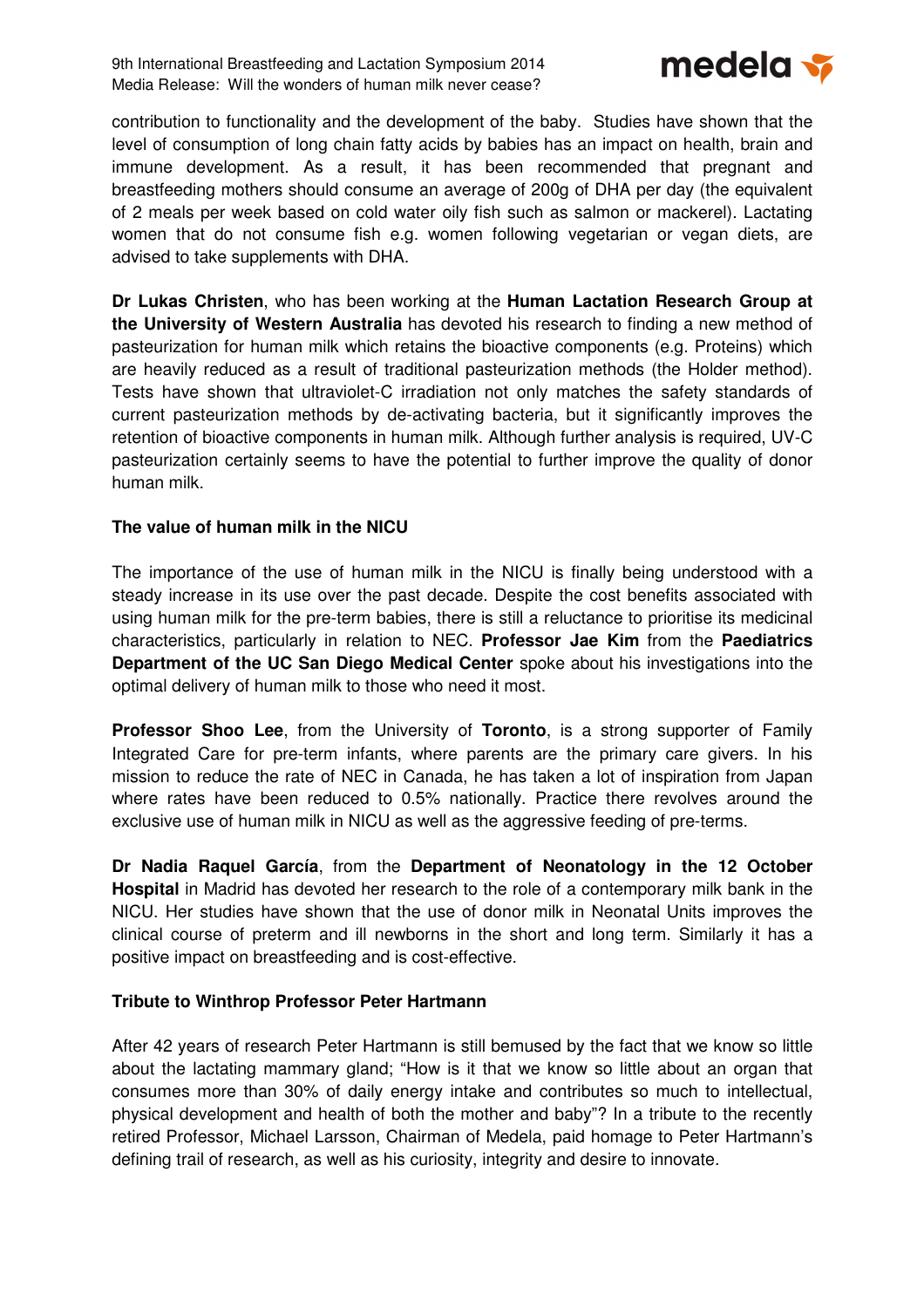contribution to functionality and the development of the baby. Studies have shown that the level of consumption of long chain fatty acids by babies has an impact on health, brain and immune development. As a result, it has been recommended that pregnant and breastfeeding mothers should consume an average of 200g of DHA per day (the equivalent of 2 meals per week based on cold water oily fish such as salmon or mackerel). Lactating women that do not consume fish e.g. women following vegetarian or vegan diets, are advised to take supplements with DHA.

**Dr Lukas Christen**, who has been working at the **Human Lactation Research Group at the University of Western Australia** has devoted his research to finding a new method of pasteurization for human milk which retains the bioactive components (e.g. Proteins) which are heavily reduced as a result of traditional pasteurization methods (the Holder method). Tests have shown that ultraviolet-C irradiation not only matches the safety standards of current pasteurization methods by de-activating bacteria, but it significantly improves the retention of bioactive components in human milk. Although further analysis is required, UV-C pasteurization certainly seems to have the potential to further improve the quality of donor human milk.

**The value of human milk in the NICU**

The importance of the use of human milk in the NICU is finally being understood with a steady increase in its use over the past decade. Despite the cost benefits associated with using human milk for the pre-term babies, there is still a reluctance to prioritise its medicinal characteristics, particularly in relation to NEC. **Professor Jae Kim** from the **Paediatrics Department of the UC San Diego Medical Center** spoke about his investigations into the optimal delivery of human milk to those who need it most.

**Professor Shoo Lee**, from the University of **Toronto**, is a strong supporter of Family Integrated Care for pre-term infants, where parents are the primary care givers. In his mission to reduce the rate of NEC in Canada, he has taken a lot of inspiration from Japan where rates have been reduced to 0.5% nationally. Practice there revolves around the exclusive use of human milk in NICU as well as the aggressive feeding of pre-terms.

**Dr Nadia Raquel García**, from the **Department of Neonatology in the 12 October Hospital** in Madrid has devoted her research to the role of a contemporary milk bank in the NICU. Her studies have shown that the use of donor milk in Neonatal Units improves the clinical course of preterm and ill newborns in the short and long term. Similarly it has a positive impact on breastfeeding and is cost-effective.

**Tribute to Winthrop Professor Peter Hartmann**

After 42 years of research Peter Hartmann is still bemused by the fact that we know so little about the lactating mammary gland; "How is it that we know so little about an organ that consumes more than 30% of daily energy intake and contributes so much to intellectual, physical development and health of both the mother and baby"? In a tribute to the recently retired Professor, Michael Larsson, Chairman of Medela, paid homage to Peter Hartmann's defining trail of research, as well as his curiosity, integrity and desire to innovate.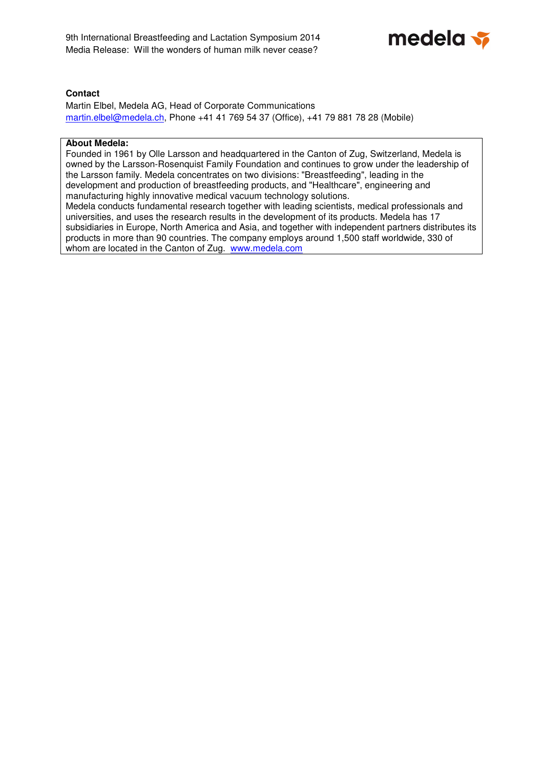**Contact**

Martin Elbel, Medela AG, Head of Corporate Communications
martin.elbel@medela.ch, Phone +41 41 769 54 37 (Office), +41 79 881 78 28 (Mobile)

**About Medela:**

Founded in 1961 by Olle Larsson and headquartered in the Canton of Zug, Switzerland, Medela is owned by the Larsson-Rosenquist Family Foundation and continues to grow under the leadership of the Larsson family. Medela concentrates on two divisions: "Breastfeeding", leading in the development and production of breastfeeding products, and "Healthcare", engineering and manufacturing highly innovative medical vacuum technology solutions.
Medela conducts fundamental research together with leading scientists, medical professionals and universities, and uses the research results in the development of its products. Medela has 17 subsidiaries in Europe, North America and Asia, and together with independent partners distributes its products in more than 90 countries. The company employs around 1,500 staff worldwide, 330 of whom are located in the Canton of Zug. www.medela.com